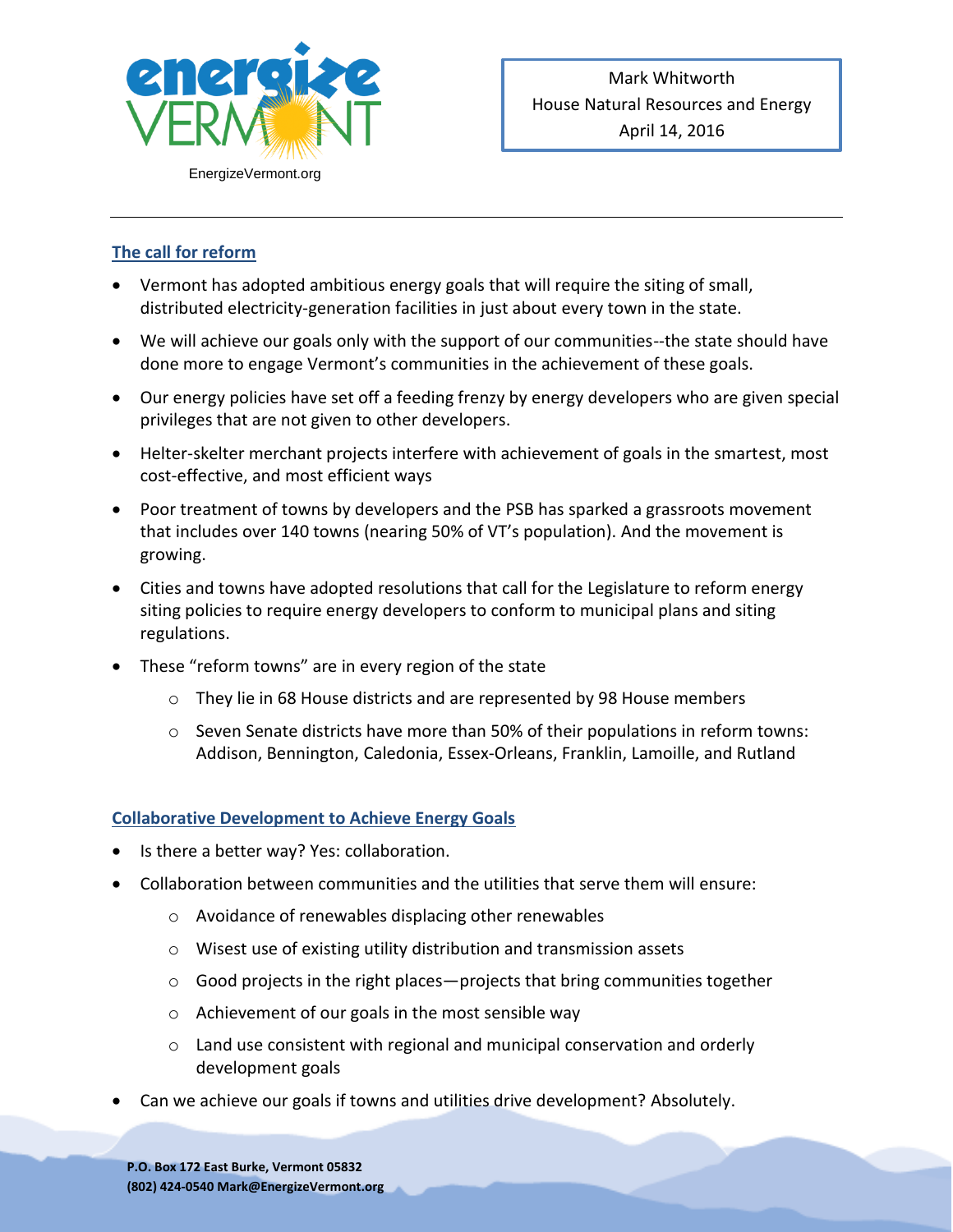energize VERMONT

EnergizeVermont.org

Mark Whitworth
House Natural Resources and Energy
April 14, 2016

## The call for reform

- Vermont has adopted ambitious energy goals that will require the siting of small, distributed electricity-generation facilities in just about every town in the state.
- We will achieve our goals only with the support of our communities--the state should have done more to engage Vermont's communities in the achievement of these goals.
- Our energy policies have set off a feeding frenzy by energy developers who are given special privileges that are not given to other developers.
- Helter-skelter merchant projects interfere with achievement of goals in the smartest, most cost-effective, and most efficient ways
- Poor treatment of towns by developers and the PSB has sparked a grassroots movement that includes over 140 towns (nearing 50% of VT's population). And the movement is growing.
- Cities and towns have adopted resolutions that call for the Legislature to reform energy siting policies to require energy developers to conform to municipal plans and siting regulations.
- These "reform towns" are in every region of the state
  - They lie in 68 House districts and are represented by 98 House members
  - Seven Senate districts have more than 50% of their populations in reform towns: Addison, Bennington, Caledonia, Essex-Orleans, Franklin, Lamoille, and Rutland

## Collaborative Development to Achieve Energy Goals

- Is there a better way? Yes: collaboration.
- Collaboration between communities and the utilities that serve them will ensure:
  - Avoidance of renewables displacing other renewables
  - Wisest use of existing utility distribution and transmission assets
  - Good projects in the right places—projects that bring communities together
  - Achievement of our goals in the most sensible way
  - Land use consistent with regional and municipal conservation and orderly development goals
- Can we achieve our goals if towns and utilities drive development? Absolutely.

**P.O. Box 172 East Burke, Vermont 05832**
**(802) 424-0540 Mark@EnergizeVermont.org**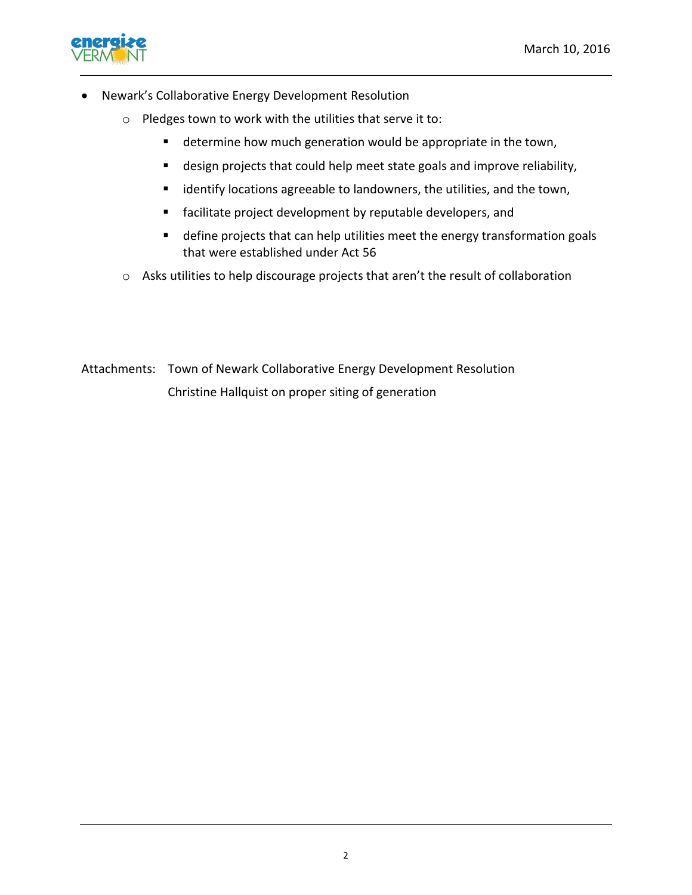- Newark's Collaborative Energy Development Resolution
  - Pledges town to work with the utilities that serve it to:
    - determine how much generation would be appropriate in the town,
    - design projects that could help meet state goals and improve reliability,
    - identify locations agreeable to landowners, the utilities, and the town,
    - facilitate project development by reputable developers, and
    - define projects that can help utilities meet the energy transformation goals that were established under Act 56
  - Asks utilities to help discourage projects that aren't the result of collaboration

Attachments: Town of Newark Collaborative Energy Development Resolution
Christine Hallquist on proper siting of generation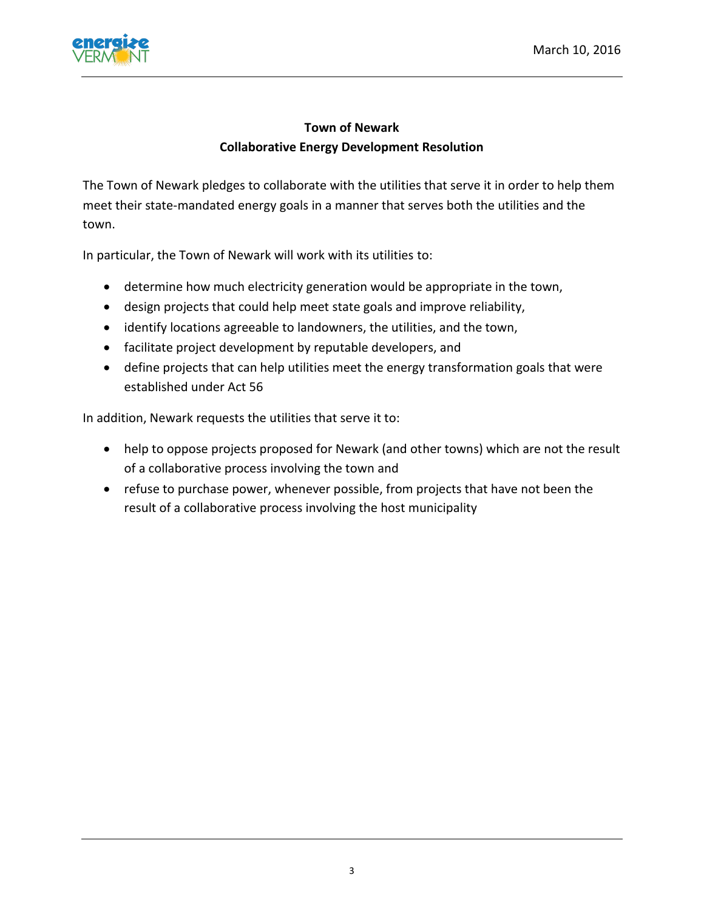**Town of Newark**
**Collaborative Energy Development Resolution**

The Town of Newark pledges to collaborate with the utilities that serve it in order to help them meet their state-mandated energy goals in a manner that serves both the utilities and the town.

In particular, the Town of Newark will work with its utilities to:

- determine how much electricity generation would be appropriate in the town,
- design projects that could help meet state goals and improve reliability,
- identify locations agreeable to landowners, the utilities, and the town,
- facilitate project development by reputable developers, and
- define projects that can help utilities meet the energy transformation goals that were established under Act 56

In addition, Newark requests the utilities that serve it to:

- help to oppose projects proposed for Newark (and other towns) which are not the result of a collaborative process involving the town and
- refuse to purchase power, whenever possible, from projects that have not been the result of a collaborative process involving the host municipality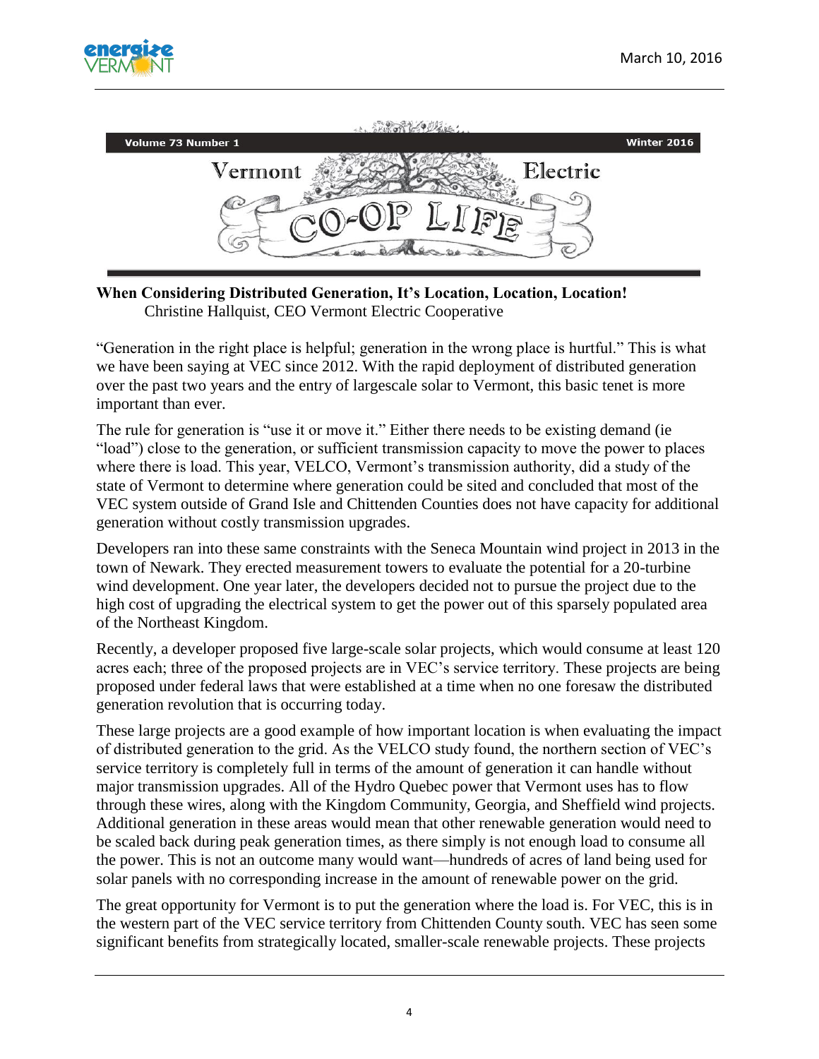Volume 73 Number 1 Winter 2016

Vermont Electric

CO-OP LIFE

**When Considering Distributed Generation, It's Location, Location, Location!**
Christine Hallquist, CEO Vermont Electric Cooperative

"Generation in the right place is helpful; generation in the wrong place is hurtful." This is what we have been saying at VEC since 2012. With the rapid deployment of distributed generation over the past two years and the entry of largescale solar to Vermont, this basic tenet is more important than ever.

The rule for generation is "use it or move it." Either there needs to be existing demand (ie "load") close to the generation, or sufficient transmission capacity to move the power to places where there is load. This year, VELCO, Vermont's transmission authority, did a study of the state of Vermont to determine where generation could be sited and concluded that most of the VEC system outside of Grand Isle and Chittenden Counties does not have capacity for additional generation without costly transmission upgrades.

Developers ran into these same constraints with the Seneca Mountain wind project in 2013 in the town of Newark. They erected measurement towers to evaluate the potential for a 20-turbine wind development. One year later, the developers decided not to pursue the project due to the high cost of upgrading the electrical system to get the power out of this sparsely populated area of the Northeast Kingdom.

Recently, a developer proposed five large-scale solar projects, which would consume at least 120 acres each; three of the proposed projects are in VEC's service territory. These projects are being proposed under federal laws that were established at a time when no one foresaw the distributed generation revolution that is occurring today.

These large projects are a good example of how important location is when evaluating the impact of distributed generation to the grid. As the VELCO study found, the northern section of VEC's service territory is completely full in terms of the amount of generation it can handle without major transmission upgrades. All of the Hydro Quebec power that Vermont uses has to flow through these wires, along with the Kingdom Community, Georgia, and Sheffield wind projects. Additional generation in these areas would mean that other renewable generation would need to be scaled back during peak generation times, as there simply is not enough load to consume all the power. This is not an outcome many would want—hundreds of acres of land being used for solar panels with no corresponding increase in the amount of renewable power on the grid.

The great opportunity for Vermont is to put the generation where the load is. For VEC, this is in the western part of the VEC service territory from Chittenden County south. VEC has seen some significant benefits from strategically located, smaller-scale renewable projects. These projects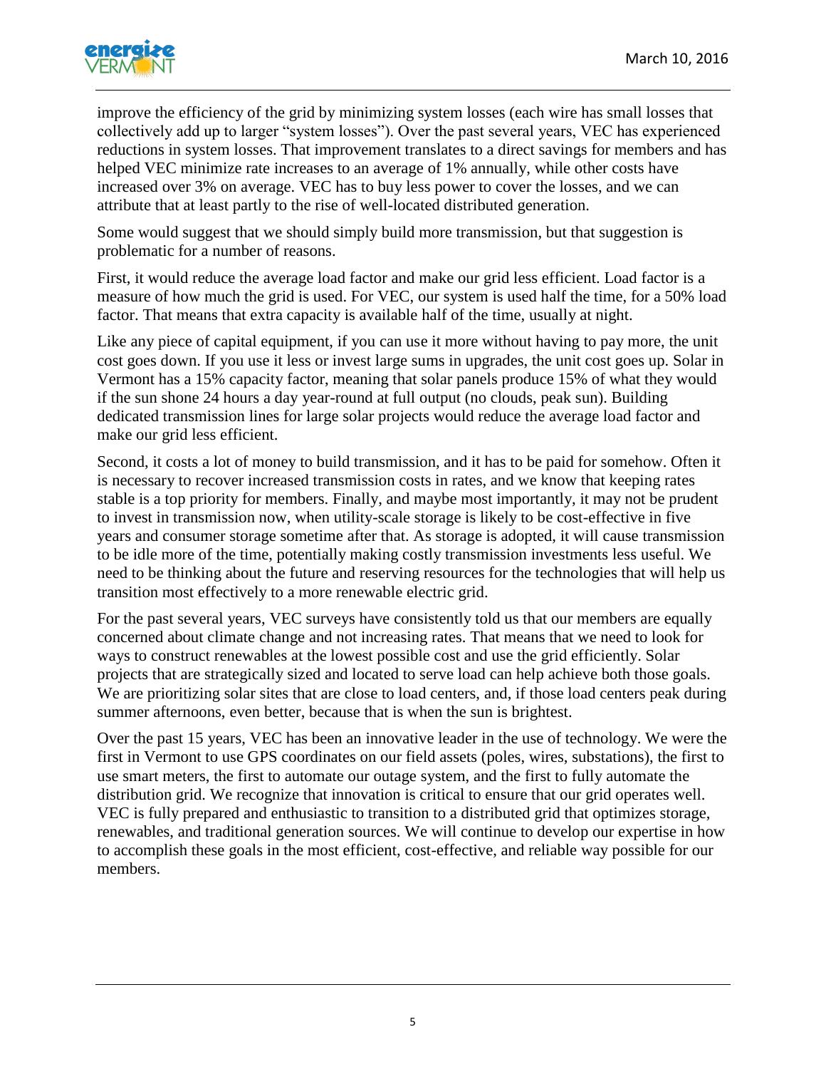improve the efficiency of the grid by minimizing system losses (each wire has small losses that collectively add up to larger "system losses"). Over the past several years, VEC has experienced reductions in system losses. That improvement translates to a direct savings for members and has helped VEC minimize rate increases to an average of 1% annually, while other costs have increased over 3% on average. VEC has to buy less power to cover the losses, and we can attribute that at least partly to the rise of well-located distributed generation.

Some would suggest that we should simply build more transmission, but that suggestion is problematic for a number of reasons.

First, it would reduce the average load factor and make our grid less efficient. Load factor is a measure of how much the grid is used. For VEC, our system is used half the time, for a 50% load factor. That means that extra capacity is available half of the time, usually at night.

Like any piece of capital equipment, if you can use it more without having to pay more, the unit cost goes down. If you use it less or invest large sums in upgrades, the unit cost goes up. Solar in Vermont has a 15% capacity factor, meaning that solar panels produce 15% of what they would if the sun shone 24 hours a day year-round at full output (no clouds, peak sun). Building dedicated transmission lines for large solar projects would reduce the average load factor and make our grid less efficient.

Second, it costs a lot of money to build transmission, and it has to be paid for somehow. Often it is necessary to recover increased transmission costs in rates, and we know that keeping rates stable is a top priority for members. Finally, and maybe most importantly, it may not be prudent to invest in transmission now, when utility-scale storage is likely to be cost-effective in five years and consumer storage sometime after that. As storage is adopted, it will cause transmission to be idle more of the time, potentially making costly transmission investments less useful. We need to be thinking about the future and reserving resources for the technologies that will help us transition most effectively to a more renewable electric grid.

For the past several years, VEC surveys have consistently told us that our members are equally concerned about climate change and not increasing rates. That means that we need to look for ways to construct renewables at the lowest possible cost and use the grid efficiently. Solar projects that are strategically sized and located to serve load can help achieve both those goals. We are prioritizing solar sites that are close to load centers, and, if those load centers peak during summer afternoons, even better, because that is when the sun is brightest.

Over the past 15 years, VEC has been an innovative leader in the use of technology. We were the first in Vermont to use GPS coordinates on our field assets (poles, wires, substations), the first to use smart meters, the first to automate our outage system, and the first to fully automate the distribution grid. We recognize that innovation is critical to ensure that our grid operates well. VEC is fully prepared and enthusiastic to transition to a distributed grid that optimizes storage, renewables, and traditional generation sources. We will continue to develop our expertise in how to accomplish these goals in the most efficient, cost-effective, and reliable way possible for our members.